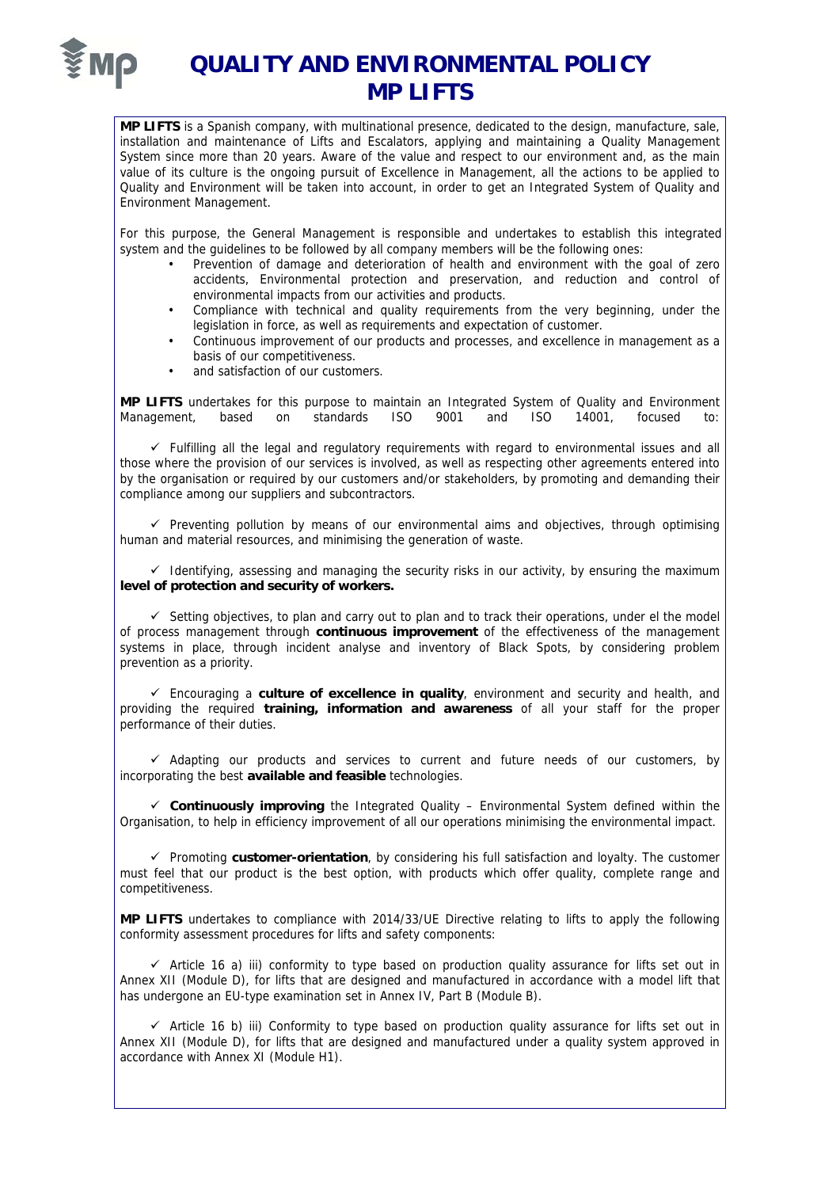# QUALITY AND ENVIRONMENTAL POLICY MP LIFTS

**MP LIFTS** is a Spanish company, with multinational presence, dedicated to the design, manufacture, sale, installation and maintenance of Lifts and Escalators, applying and maintaining a Quality Management System since more than 20 years. Aware of the value and respect to our environment and, as the main value of its culture is the ongoing pursuit of Excellence in Management, all the actions to be applied to Quality and Environment will be taken into account, in order to get an Integrated System of Quality and Environment Management.

For this purpose, the General Management is responsible and undertakes to establish this integrated system and the guidelines to be followed by all company members will be the following ones:

- Prevention of damage and deterioration of health and environment with the goal of zero accidents, Environmental protection and preservation, and reduction and control of environmental impacts from our activities and products.
- Compliance with technical and quality requirements from the very beginning, under the legislation in force, as well as requirements and expectation of customer.
- Continuous improvement of our products and processes, and excellence in management as a basis of our competitiveness.
- and satisfaction of our customers.

**MP LIFTS** undertakes for this purpose to maintain an Integrated System of Quality and Environment Management, based on standards ISO 9001 and ISO 14001, focused to:

✓ Fulfilling all the legal and regulatory requirements with regard to environmental issues and all those where the provision of our services is involved, as well as respecting other agreements entered into by the organisation or required by our customers and/or stakeholders, by promoting and demanding their compliance among our suppliers and subcontractors.

✓ Preventing pollution by means of our environmental aims and objectives, through optimising human and material resources, and minimising the generation of waste.

✓ Identifying, assessing and managing the security risks in our activity, by ensuring the maximum **level of protection and security of workers.**

✓ Setting objectives, to plan and carry out to plan and to track their operations, under el the model of process management through **continuous improvement** of the effectiveness of the management systems in place, through incident analyse and inventory of Black Spots, by considering problem prevention as a priority.

✓ Encouraging a **culture of excellence in quality**, environment and security and health, and providing the required **training, information and awareness** of all your staff for the proper performance of their duties.

✓ Adapting our products and services to current and future needs of our customers, by incorporating the best **available and feasible** technologies.

✓ **Continuously improving** the Integrated Quality – Environmental System defined within the Organisation, to help in efficiency improvement of all our operations minimising the environmental impact.

✓ Promoting **customer-orientation**, by considering his full satisfaction and loyalty. The customer must feel that our product is the best option, with products which offer quality, complete range and competitiveness.

**MP LIFTS** undertakes to compliance with 2014/33/UE Directive relating to lifts to apply the following conformity assessment procedures for lifts and safety components:

✓ Article 16 a) iii) conformity to type based on production quality assurance for lifts set out in Annex XII (Module D), for lifts that are designed and manufactured in accordance with a model lift that has undergone an EU-type examination set in Annex IV, Part B (Module B).

✓ Article 16 b) iii) Conformity to type based on production quality assurance for lifts set out in Annex XII (Module D), for lifts that are designed and manufactured under a quality system approved in accordance with Annex XI (Module H1).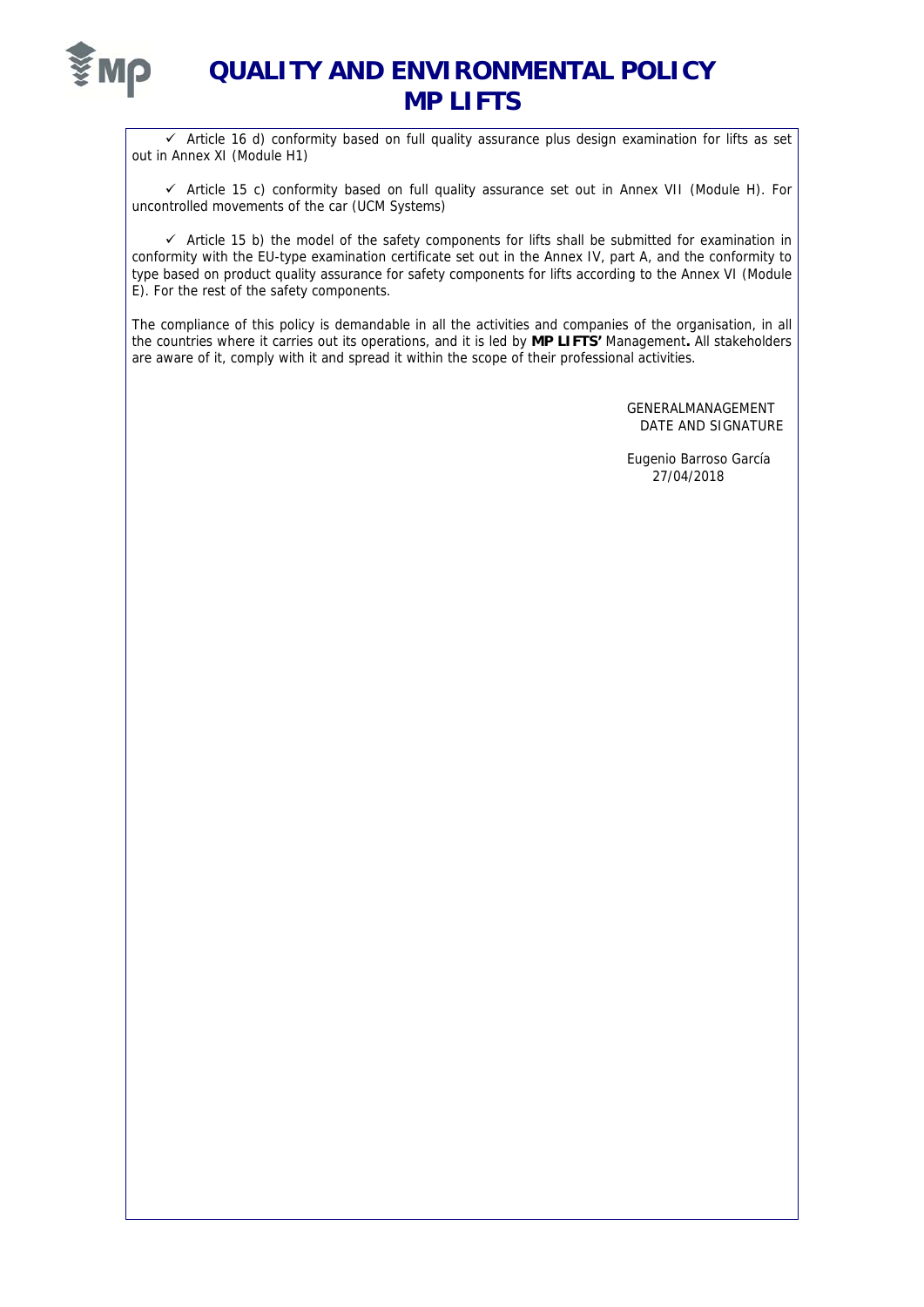- ✓ Article 16 d) conformity based on full quality assurance plus design examination for lifts as set out in Annex XI (Module H1)
- ✓ Article 15 c) conformity based on full quality assurance set out in Annex VII (Module H). For uncontrolled movements of the car (UCM Systems)
- ✓ Article 15 b) the model of the safety components for lifts shall be submitted for examination in conformity with the EU-type examination certificate set out in the Annex IV, part A, and the conformity to type based on product quality assurance for safety components for lifts according to the Annex VI (Module E). For the rest of the safety components.

The compliance of this policy is demandable in all the activities and companies of the organisation, in all the countries where it carries out its operations, and it is led by **MP LIFTS'** Management**.** All stakeholders are aware of it, comply with it and spread it within the scope of their professional activities.

GENERALMANAGEMENT
DATE AND SIGNATURE

Eugenio Barroso García
27/04/2018